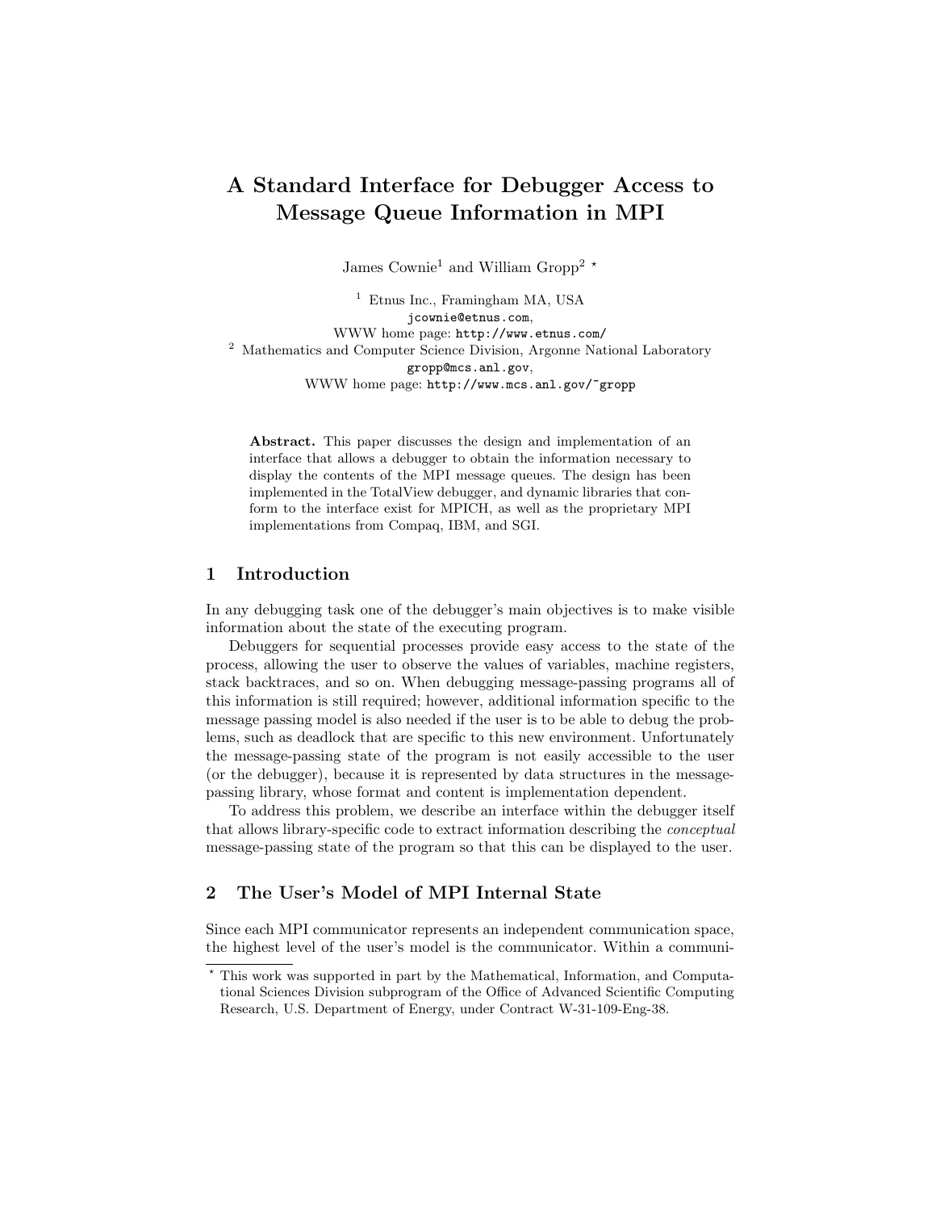# A Standard Interface for Debugger Access to Message Queue Information in MPI

James Cownie[1] and William Gropp[2] *

[1] Etnus Inc., Framingham MA, USA
jcownie@etnus.com,
WWW home page: http://www.etnus.com/

[2] Mathematics and Computer Science Division, Argonne National Laboratory
gropp@mcs.anl.gov,
WWW home page: http://www.mcs.anl.gov/~gropp

**Abstract.** This paper discusses the design and implementation of an interface that allows a debugger to obtain the information necessary to display the contents of the MPI message queues. The design has been implemented in the TotalView debugger, and dynamic libraries that conform to the interface exist for MPICH, as well as the proprietary MPI implementations from Compaq, IBM, and SGI.

## 1 Introduction

In any debugging task one of the debugger's main objectives is to make visible information about the state of the executing program.

Debuggers for sequential processes provide easy access to the state of the process, allowing the user to observe the values of variables, machine registers, stack backtraces, and so on. When debugging message-passing programs all of this information is still required; however, additional information specific to the message passing model is also needed if the user is to be able to debug the problems, such as deadlock that are specific to this new environment. Unfortunately the message-passing state of the program is not easily accessible to the user (or the debugger), because it is represented by data structures in the message-passing library, whose format and content is implementation dependent.

To address this problem, we describe an interface within the debugger itself that allows library-specific code to extract information describing the *conceptual* message-passing state of the program so that this can be displayed to the user.

## 2 The User's Model of MPI Internal State

Since each MPI communicator represents an independent communication space, the highest level of the user's model is the communicator. Within a communi-

* This work was supported in part by the Mathematical, Information, and Computational Sciences Division subprogram of the Office of Advanced Scientific Computing Research, U.S. Department of Energy, under Contract W-31-109-Eng-38.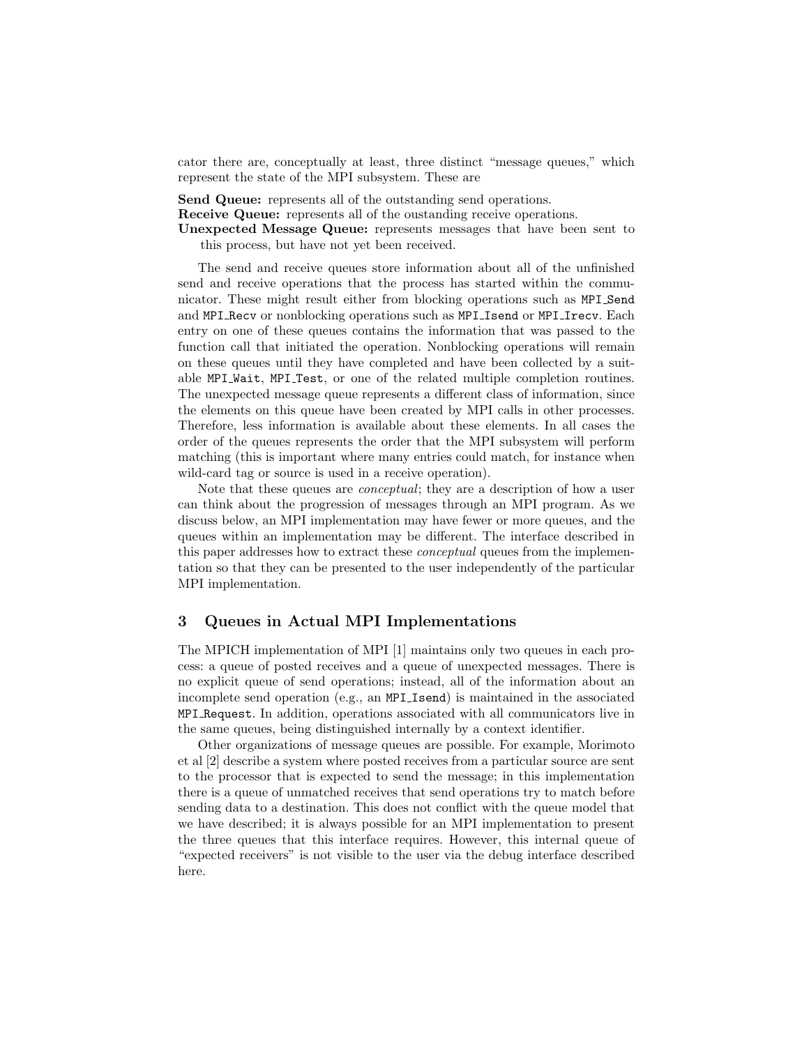cator there are, conceptually at least, three distinct "message queues," which represent the state of the MPI subsystem. These are

**Send Queue:** represents all of the outstanding send operations.
**Receive Queue:** represents all of the oustanding receive operations.
**Unexpected Message Queue:** represents messages that have been sent to this process, but have not yet been received.

The send and receive queues store information about all of the unfinished send and receive operations that the process has started within the communicator. These might result either from blocking operations such as `MPI_Send` and `MPI_Recv` or nonblocking operations such as `MPI_Isend` or `MPI_Irecv`. Each entry on one of these queues contains the information that was passed to the function call that initiated the operation. Nonblocking operations will remain on these queues until they have completed and have been collected by a suitable `MPI_Wait`, `MPI_Test`, or one of the related multiple completion routines. The unexpected message queue represents a different class of information, since the elements on this queue have been created by MPI calls in other processes. Therefore, less information is available about these elements. In all cases the order of the queues represents the order that the MPI subsystem will perform matching (this is important where many entries could match, for instance when wild-card tag or source is used in a receive operation).

Note that these queues are *conceptual*; they are a description of how a user can think about the progression of messages through an MPI program. As we discuss below, an MPI implementation may have fewer or more queues, and the queues within an implementation may be different. The interface described in this paper addresses how to extract these *conceptual* queues from the implementation so that they can be presented to the user independently of the particular MPI implementation.

## 3 Queues in Actual MPI Implementations

The MPICH implementation of MPI [1] maintains only two queues in each process: a queue of posted receives and a queue of unexpected messages. There is no explicit queue of send operations; instead, all of the information about an incomplete send operation (e.g., an `MPI_Isend`) is maintained in the associated `MPI_Request`. In addition, operations associated with all communicators live in the same queues, being distinguished internally by a context identifier.

Other organizations of message queues are possible. For example, Morimoto et al [2] describe a system where posted receives from a particular source are sent to the processor that is expected to send the message; in this implementation there is a queue of unmatched receives that send operations try to match before sending data to a destination. This does not conflict with the queue model that we have described; it is always possible for an MPI implementation to present the three queues that this interface requires. However, this internal queue of "expected receivers" is not visible to the user via the debug interface described here.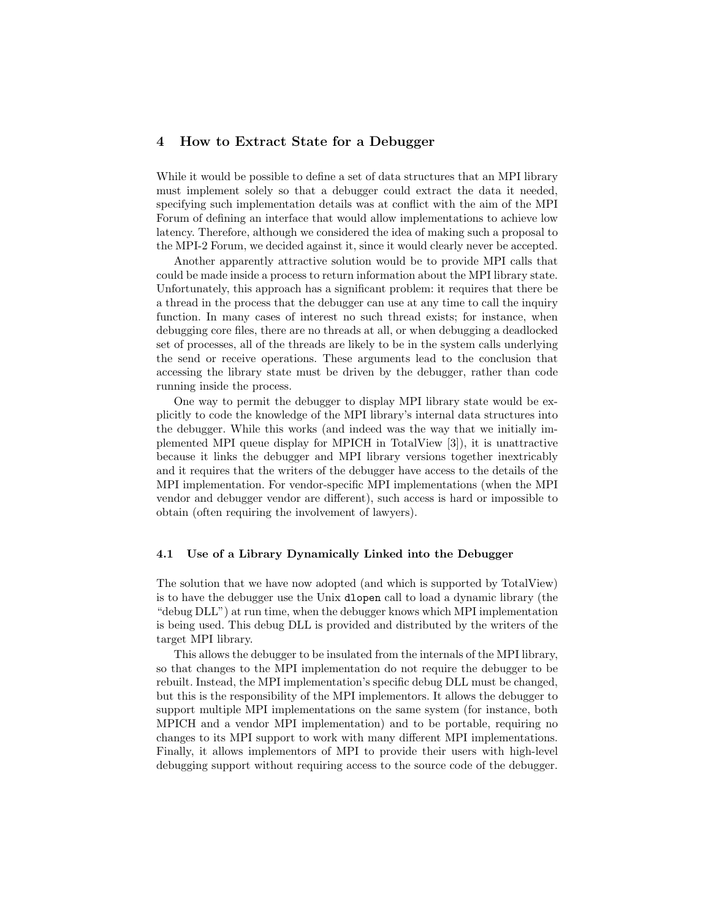## 4 How to Extract State for a Debugger

While it would be possible to define a set of data structures that an MPI library must implement solely so that a debugger could extract the data it needed, specifying such implementation details was at conflict with the aim of the MPI Forum of defining an interface that would allow implementations to achieve low latency. Therefore, although we considered the idea of making such a proposal to the MPI-2 Forum, we decided against it, since it would clearly never be accepted.

Another apparently attractive solution would be to provide MPI calls that could be made inside a process to return information about the MPI library state. Unfortunately, this approach has a significant problem: it requires that there be a thread in the process that the debugger can use at any time to call the inquiry function. In many cases of interest no such thread exists; for instance, when debugging core files, there are no threads at all, or when debugging a deadlocked set of processes, all of the threads are likely to be in the system calls underlying the send or receive operations. These arguments lead to the conclusion that accessing the library state must be driven by the debugger, rather than code running inside the process.

One way to permit the debugger to display MPI library state would be explicitly to code the knowledge of the MPI library's internal data structures into the debugger. While this works (and indeed was the way that we initially implemented MPI queue display for MPICH in TotalView [3]), it is unattractive because it links the debugger and MPI library versions together inextricably and it requires that the writers of the debugger have access to the details of the MPI implementation. For vendor-specific MPI implementations (when the MPI vendor and debugger vendor are different), such access is hard or impossible to obtain (often requiring the involvement of lawyers).

### 4.1 Use of a Library Dynamically Linked into the Debugger

The solution that we have now adopted (and which is supported by TotalView) is to have the debugger use the Unix `dlopen` call to load a dynamic library (the "debug DLL") at run time, when the debugger knows which MPI implementation is being used. This debug DLL is provided and distributed by the writers of the target MPI library.

This allows the debugger to be insulated from the internals of the MPI library, so that changes to the MPI implementation do not require the debugger to be rebuilt. Instead, the MPI implementation's specific debug DLL must be changed, but this is the responsibility of the MPI implementors. It allows the debugger to support multiple MPI implementations on the same system (for instance, both MPICH and a vendor MPI implementation) and to be portable, requiring no changes to its MPI support to work with many different MPI implementations. Finally, it allows implementors of MPI to provide their users with high-level debugging support without requiring access to the source code of the debugger.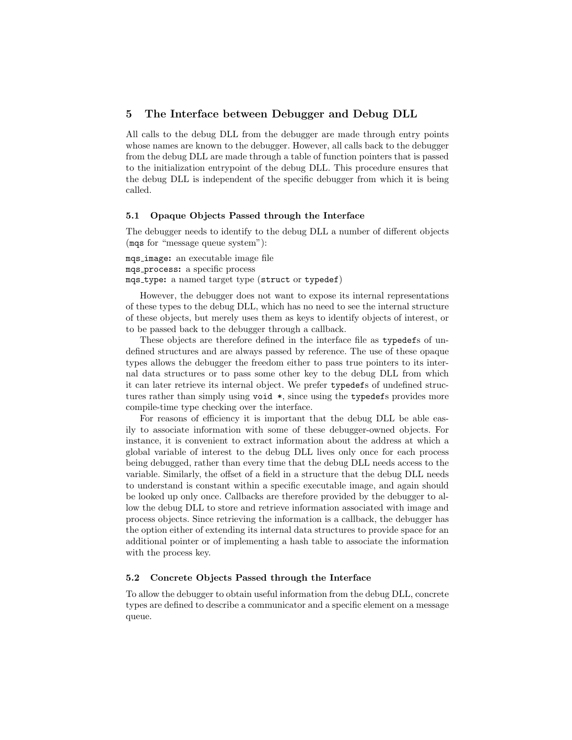## 5 The Interface between Debugger and Debug DLL

All calls to the debug DLL from the debugger are made through entry points whose names are known to the debugger. However, all calls back to the debugger from the debug DLL are made through a table of function pointers that is passed to the initialization entrypoint of the debug DLL. This procedure ensures that the debug DLL is independent of the specific debugger from which it is being called.

### 5.1 Opaque Objects Passed through the Interface

The debugger needs to identify to the debug DLL a number of different objects (`mqs` for "message queue system"):

`mqs_image`: an executable image file
`mqs_process`: a specific process
`mqs_type`: a named target type (`struct` or `typedef`)

However, the debugger does not want to expose its internal representations of these types to the debug DLL, which has no need to see the internal structure of these objects, but merely uses them as keys to identify objects of interest, or to be passed back to the debugger through a callback.

These objects are therefore defined in the interface file as `typedef`s of undefined structures and are always passed by reference. The use of these opaque types allows the debugger the freedom either to pass true pointers to its internal data structures or to pass some other key to the debug DLL from which it can later retrieve its internal object. We prefer `typedef`s of undefined structures rather than simply using `void *`, since using the `typedef`s provides more compile-time type checking over the interface.

For reasons of efficiency it is important that the debug DLL be able easily to associate information with some of these debugger-owned objects. For instance, it is convenient to extract information about the address at which a global variable of interest to the debug DLL lives only once for each process being debugged, rather than every time that the debug DLL needs access to the variable. Similarly, the offset of a field in a structure that the debug DLL needs to understand is constant within a specific executable image, and again should be looked up only once. Callbacks are therefore provided by the debugger to allow the debug DLL to store and retrieve information associated with image and process objects. Since retrieving the information is a callback, the debugger has the option either of extending its internal data structures to provide space for an additional pointer or of implementing a hash table to associate the information with the process key.

### 5.2 Concrete Objects Passed through the Interface

To allow the debugger to obtain useful information from the debug DLL, concrete types are defined to describe a communicator and a specific element on a message queue.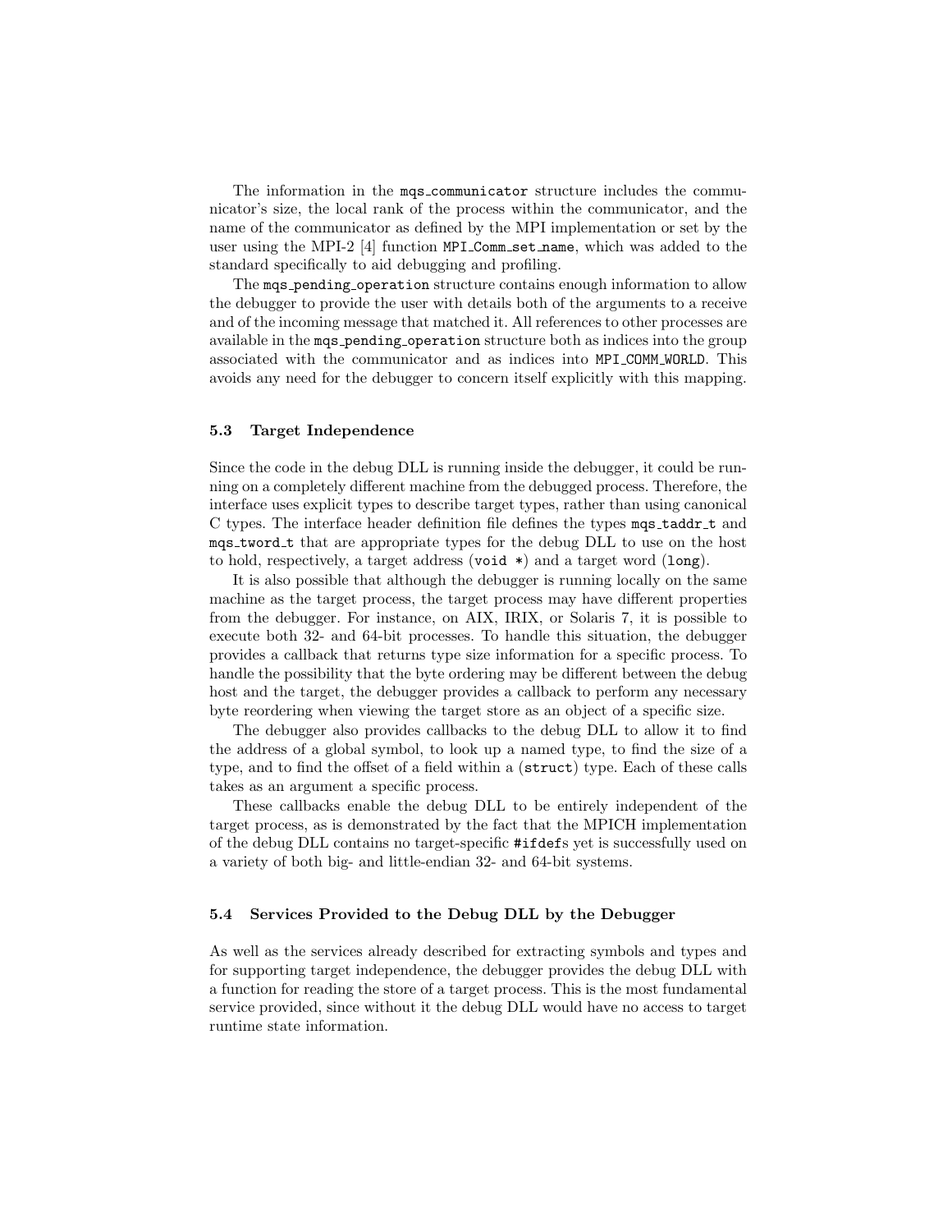The information in the `mqs_communicator` structure includes the communicator's size, the local rank of the process within the communicator, and the name of the communicator as defined by the MPI implementation or set by the user using the MPI-2 [4] function `MPI_Comm_set_name`, which was added to the standard specifically to aid debugging and profiling.

The `mqs_pending_operation` structure contains enough information to allow the debugger to provide the user with details both of the arguments to a receive and of the incoming message that matched it. All references to other processes are available in the `mqs_pending_operation` structure both as indices into the group associated with the communicator and as indices into `MPI_COMM_WORLD`. This avoids any need for the debugger to concern itself explicitly with this mapping.

### 5.3 Target Independence

Since the code in the debug DLL is running inside the debugger, it could be running on a completely different machine from the debugged process. Therefore, the interface uses explicit types to describe target types, rather than using canonical C types. The interface header definition file defines the types `mqs_taddr_t` and `mqs_tword_t` that are appropriate types for the debug DLL to use on the host to hold, respectively, a target address (`void *`) and a target word (`long`).

It is also possible that although the debugger is running locally on the same machine as the target process, the target process may have different properties from the debugger. For instance, on AIX, IRIX, or Solaris 7, it is possible to execute both 32- and 64-bit processes. To handle this situation, the debugger provides a callback that returns type size information for a specific process. To handle the possibility that the byte ordering may be different between the debug host and the target, the debugger provides a callback to perform any necessary byte reordering when viewing the target store as an object of a specific size.

The debugger also provides callbacks to the debug DLL to allow it to find the address of a global symbol, to look up a named type, to find the size of a type, and to find the offset of a field within a (`struct`) type. Each of these calls takes as an argument a specific process.

These callbacks enable the debug DLL to be entirely independent of the target process, as is demonstrated by the fact that the MPICH implementation of the debug DLL contains no target-specific `#ifdef`s yet is successfully used on a variety of both big- and little-endian 32- and 64-bit systems.

### 5.4 Services Provided to the Debug DLL by the Debugger

As well as the services already described for extracting symbols and types and for supporting target independence, the debugger provides the debug DLL with a function for reading the store of a target process. This is the most fundamental service provided, since without it the debug DLL would have no access to target runtime state information.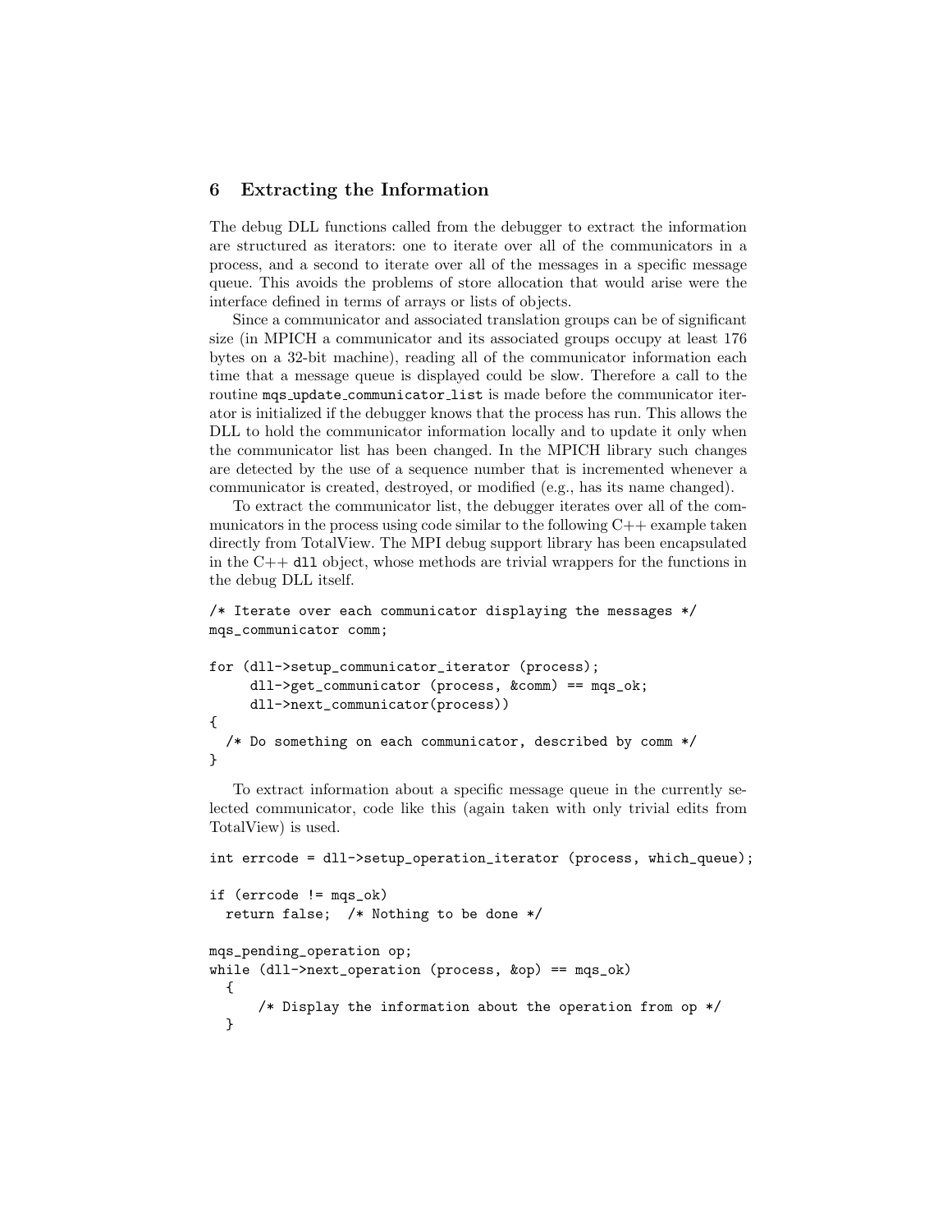## 6 Extracting the Information

The debug DLL functions called from the debugger to extract the information are structured as iterators: one to iterate over all of the communicators in a process, and a second to iterate over all of the messages in a specific message queue. This avoids the problems of store allocation that would arise were the interface defined in terms of arrays or lists of objects.

Since a communicator and associated translation groups can be of significant size (in MPICH a communicator and its associated groups occupy at least 176 bytes on a 32-bit machine), reading all of the communicator information each time that a message queue is displayed could be slow. Therefore a call to the routine `mqs_update_communicator_list` is made before the communicator iterator is initialized if the debugger knows that the process has run. This allows the DLL to hold the communicator information locally and to update it only when the communicator list has been changed. In the MPICH library such changes are detected by the use of a sequence number that is incremented whenever a communicator is created, destroyed, or modified (e.g., has its name changed).

To extract the communicator list, the debugger iterates over all of the communicators in the process using code similar to the following C++ example taken directly from TotalView. The MPI debug support library has been encapsulated in the C++ `dll` object, whose methods are trivial wrappers for the functions in the debug DLL itself.

```
/* Iterate over each communicator displaying the messages */
mqs_communicator comm;

for (dll->setup_communicator_iterator (process);
     dll->get_communicator (process, &comm) == mqs_ok;
     dll->next_communicator(process))
{
  /* Do something on each communicator, described by comm */
}
```

To extract information about a specific message queue in the currently selected communicator, code like this (again taken with only trivial edits from TotalView) is used.

```
int errcode = dll->setup_operation_iterator (process, which_queue);

if (errcode != mqs_ok)
  return false;  /* Nothing to be done */

mqs_pending_operation op;
while (dll->next_operation (process, &op) == mqs_ok)
  {
      /* Display the information about the operation from op */
  }
```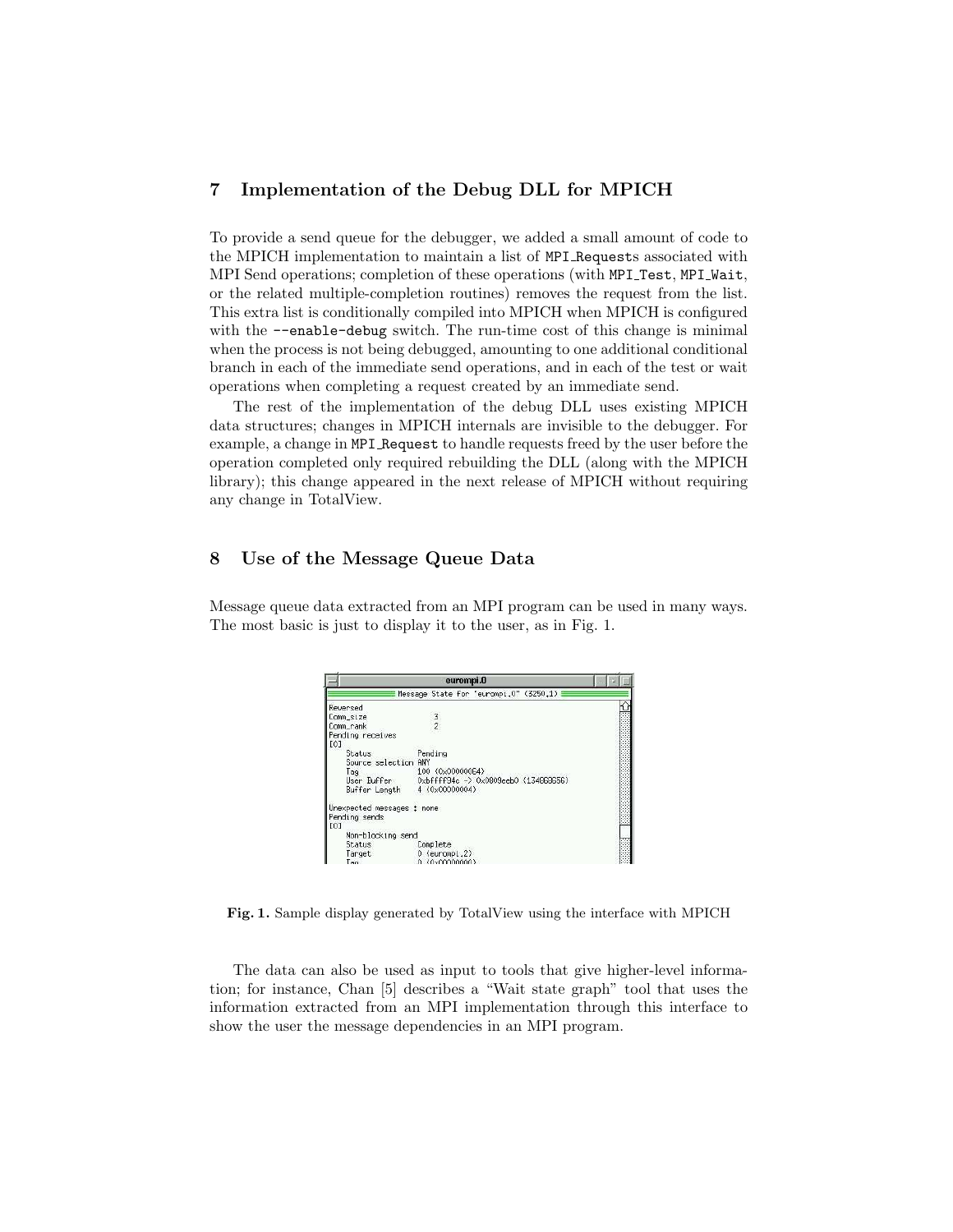## 7 Implementation of the Debug DLL for MPICH

To provide a send queue for the debugger, we added a small amount of code to the MPICH implementation to maintain a list of `MPI_Request`s associated with MPI Send operations; completion of these operations (with `MPI_Test`, `MPI_Wait`, or the related multiple-completion routines) removes the request from the list. This extra list is conditionally compiled into MPICH when MPICH is configured with the `--enable-debug` switch. The run-time cost of this change is minimal when the process is not being debugged, amounting to one additional conditional branch in each of the immediate send operations, and in each of the test or wait operations when completing a request created by an immediate send.

The rest of the implementation of the debug DLL uses existing MPICH data structures; changes in MPICH internals are invisible to the debugger. For example, a change in `MPI_Request` to handle requests freed by the user before the operation completed only required rebuilding the DLL (along with the MPICH library); this change appeared in the next release of MPICH without requiring any change in TotalView.

## 8 Use of the Message Queue Data

Message queue data extracted from an MPI program can be used in many ways. The most basic is just to display it to the user, as in Fig. 1.

**Fig. 1.** Sample display generated by TotalView using the interface with MPICH

The data can also be used as input to tools that give higher-level information; for instance, Chan [5] describes a "Wait state graph" tool that uses the information extracted from an MPI implementation through this interface to show the user the message dependencies in an MPI program.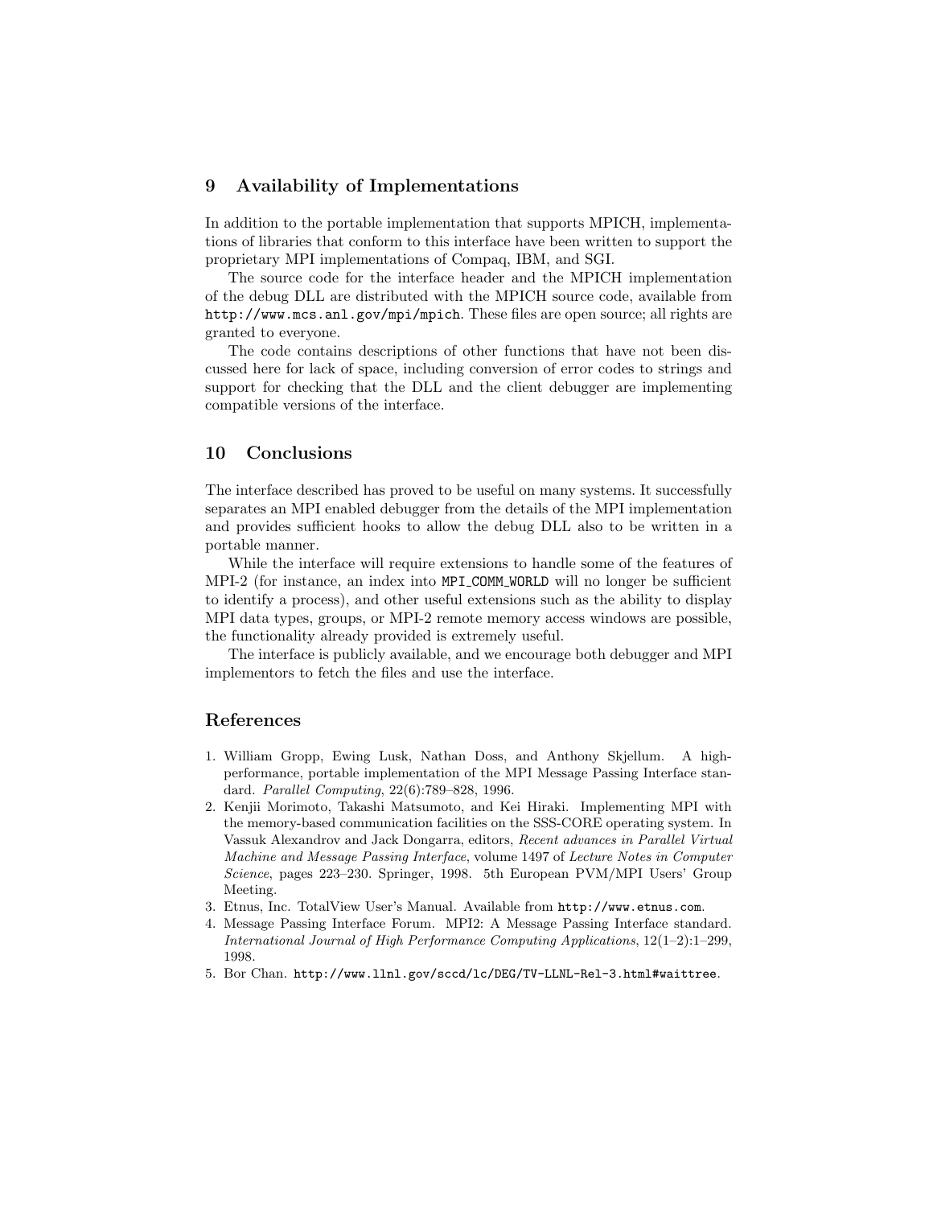## 9 Availability of Implementations

In addition to the portable implementation that supports MPICH, implementations of libraries that conform to this interface have been written to support the proprietary MPI implementations of Compaq, IBM, and SGI.

The source code for the interface header and the MPICH implementation of the debug DLL are distributed with the MPICH source code, available from `http://www.mcs.anl.gov/mpi/mpich`. These files are open source; all rights are granted to everyone.

The code contains descriptions of other functions that have not been discussed here for lack of space, including conversion of error codes to strings and support for checking that the DLL and the client debugger are implementing compatible versions of the interface.

## 10 Conclusions

The interface described has proved to be useful on many systems. It successfully separates an MPI enabled debugger from the details of the MPI implementation and provides sufficient hooks to allow the debug DLL also to be written in a portable manner.

While the interface will require extensions to handle some of the features of MPI-2 (for instance, an index into `MPI_COMM_WORLD` will no longer be sufficient to identify a process), and other useful extensions such as the ability to display MPI data types, groups, or MPI-2 remote memory access windows are possible, the functionality already provided is extremely useful.

The interface is publicly available, and we encourage both debugger and MPI implementors to fetch the files and use the interface.

## References

1. William Gropp, Ewing Lusk, Nathan Doss, and Anthony Skjellum. A high-performance, portable implementation of the MPI Message Passing Interface standard. *Parallel Computing*, 22(6):789–828, 1996.
2. Kenjii Morimoto, Takashi Matsumoto, and Kei Hiraki. Implementing MPI with the memory-based communication facilities on the SSS-CORE operating system. In Vassuk Alexandrov and Jack Dongarra, editors, *Recent advances in Parallel Virtual Machine and Message Passing Interface*, volume 1497 of *Lecture Notes in Computer Science*, pages 223–230. Springer, 1998. 5th European PVM/MPI Users' Group Meeting.
3. Etnus, Inc. TotalView User's Manual. Available from `http://www.etnus.com`.
4. Message Passing Interface Forum. MPI2: A Message Passing Interface standard. *International Journal of High Performance Computing Applications*, 12(1–2):1–299, 1998.
5. Bor Chan. `http://www.llnl.gov/sccd/lc/DEG/TV-LLNL-Rel-3.html#waittree`.